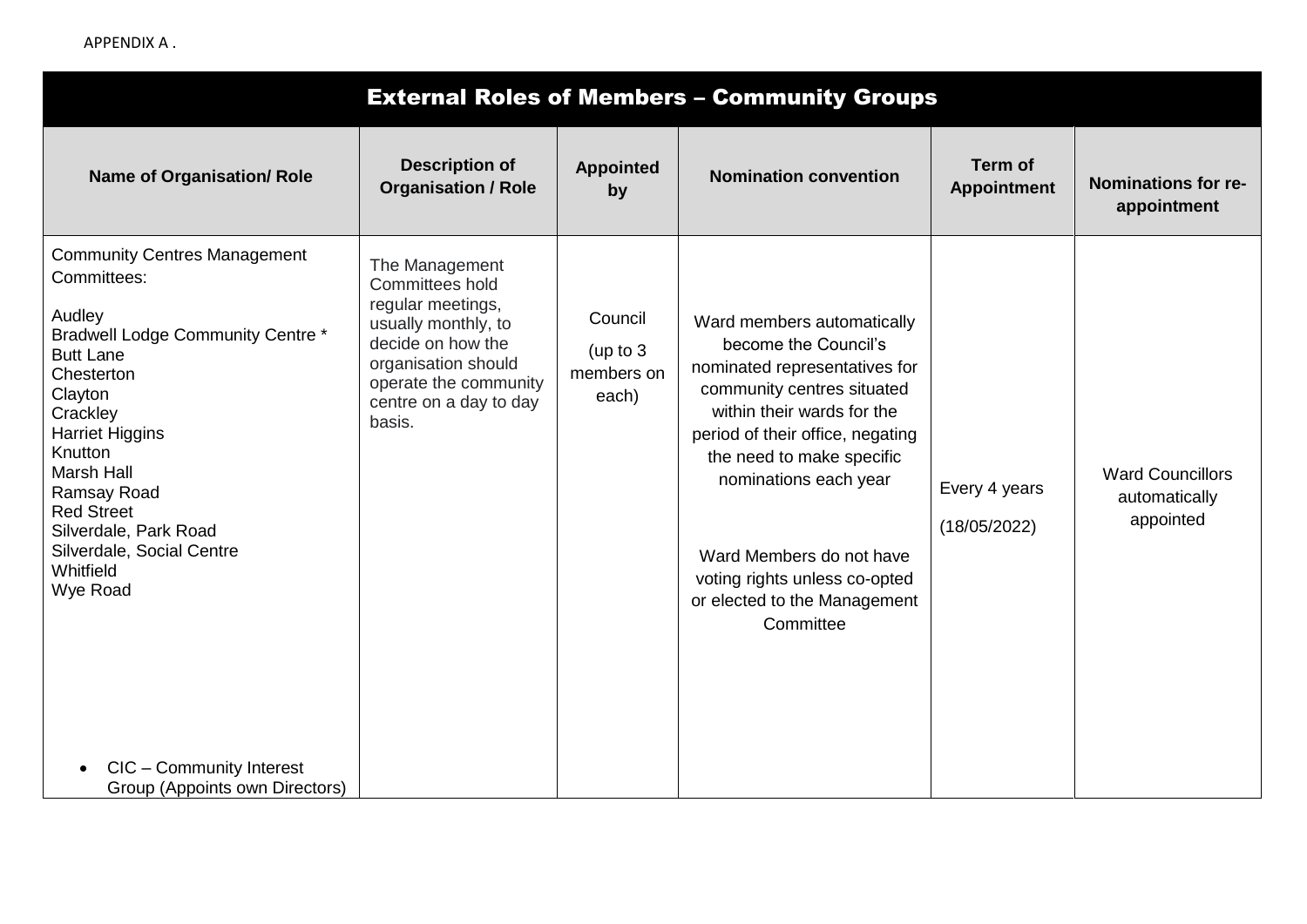APPENDIX A .

## External Roles of Members – Community Groups

| Name of Organisation/ Role | Description of Organisation / Role | Appointed by | Nomination convention | Term of Appointment | Nominations for re-appointment |
|---|---|---|---|---|---|
| Community Centres Management Committees:<br><br>Audley<br>Bradwell Lodge Community Centre *<br>Butt Lane<br>Chesterton<br>Clayton<br>Crackley<br>Harriet Higgins<br>Knutton<br>Marsh Hall<br>Ramsay Road<br>Red Street<br>Silverdale, Park Road<br>Silverdale, Social Centre<br>Whitfield<br>Wye Road<br><br>• CIC – Community Interest Group (Appoints own Directors) | The Management Committees hold regular meetings, usually monthly, to decide on how the organisation should operate the community centre on a day to day basis. | Council (up to 3 members on each) | Ward members automatically become the Council's nominated representatives for community centres situated within their wards for the period of their office, negating the need to make specific nominations each year<br><br>Ward Members do not have voting rights unless co-opted or elected to the Management Committee | Every 4 years (18/05/2022) | Ward Councillors automatically appointed |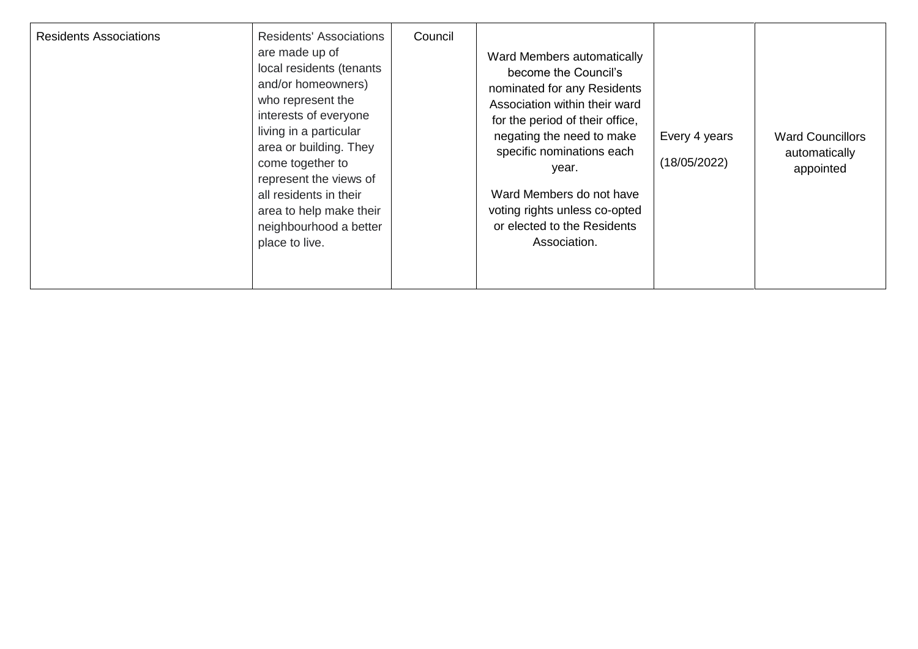| | | | | | |
|---|---|---|---|---|---|
| Residents Associations | Residents' Associations are made up of local residents (tenants and/or homeowners) who represent the interests of everyone living in a particular area or building. They come together to represent the views of all residents in their area to help make their neighbourhood a better place to live. | Council | Ward Members automatically become the Council's nominated for any Residents Association within their ward for the period of their office, negating the need to make specific nominations each year.<br><br>Ward Members do not have voting rights unless co-opted or elected to the Residents Association. | Every 4 years<br><br>(18/05/2022) | Ward Councillors automatically appointed |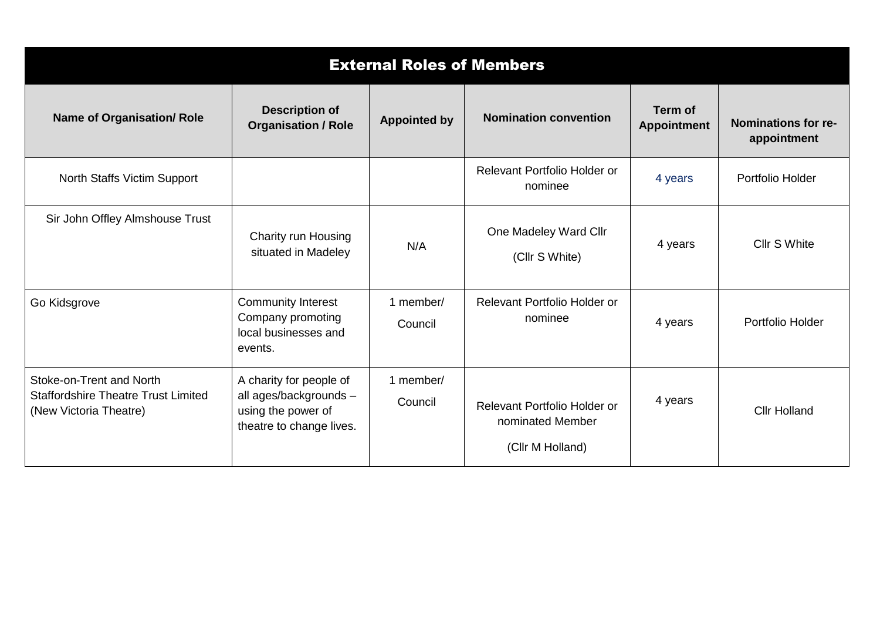| External Roles of Members | | | | | |
|---|---|---|---|---|---|
| **Name of Organisation/ Role** | **Description of Organisation / Role** | **Appointed by** | **Nomination convention** | **Term of Appointment** | **Nominations for re-appointment** |
| North Staffs Victim Support | | | Relevant Portfolio Holder or nominee | 4 years | Portfolio Holder |
| Sir John Offley Almshouse Trust | Charity run Housing situated in Madeley | N/A | One Madeley Ward Cllr (Cllr S White) | 4 years | Cllr S White |
| Go Kidsgrove | Community Interest Company promoting local businesses and events. | 1 member/ Council | Relevant Portfolio Holder or nominee | 4 years | Portfolio Holder |
| Stoke-on-Trent and North Staffordshire Theatre Trust Limited (New Victoria Theatre) | A charity for people of all ages/backgrounds – using the power of theatre to change lives. | 1 member/ Council | Relevant Portfolio Holder or nominated Member (Cllr M Holland) | 4 years | Cllr Holland |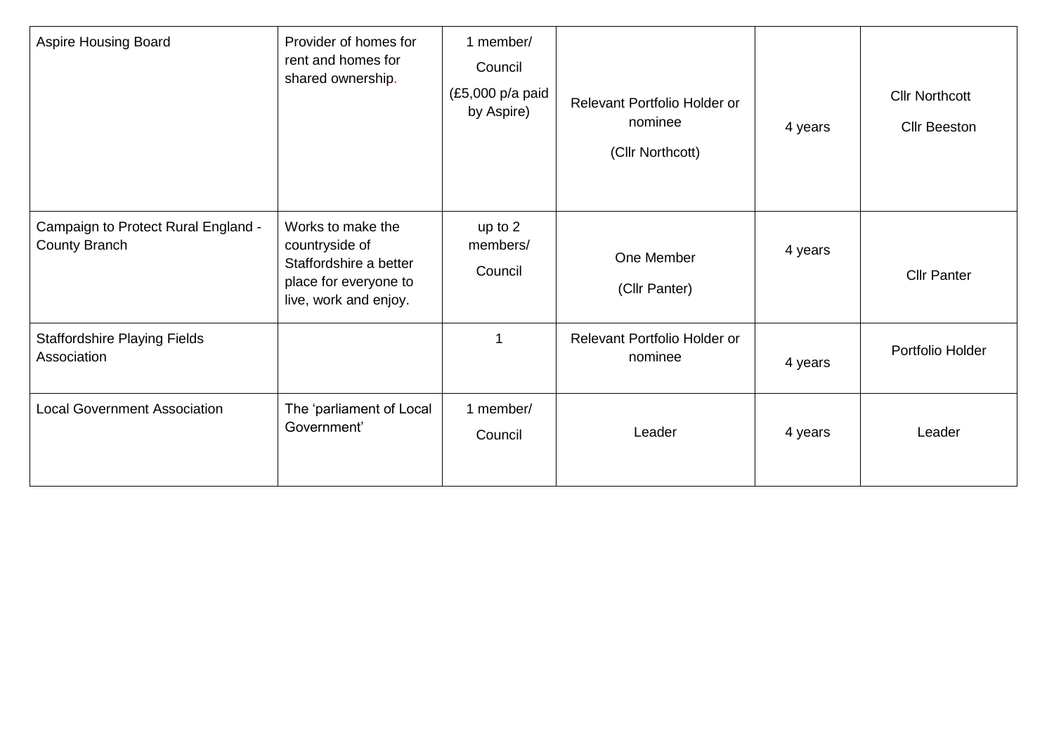| Aspire Housing Board | Provider of homes for rent and homes for shared ownership. | 1 member/ Council (£5,000 p/a paid by Aspire) | Relevant Portfolio Holder or nominee (Cllr Northcott) | 4 years | Cllr Northcott Cllr Beeston |
|---|---|---|---|---|---|
| Campaign to Protect Rural England - County Branch | Works to make the countryside of Staffordshire a better place for everyone to live, work and enjoy. | up to 2 members/ Council | One Member (Cllr Panter) | 4 years | Cllr Panter |
| Staffordshire Playing Fields Association | | 1 | Relevant Portfolio Holder or nominee | 4 years | Portfolio Holder |
| Local Government Association | The 'parliament of Local Government' | 1 member/ Council | Leader | 4 years | Leader |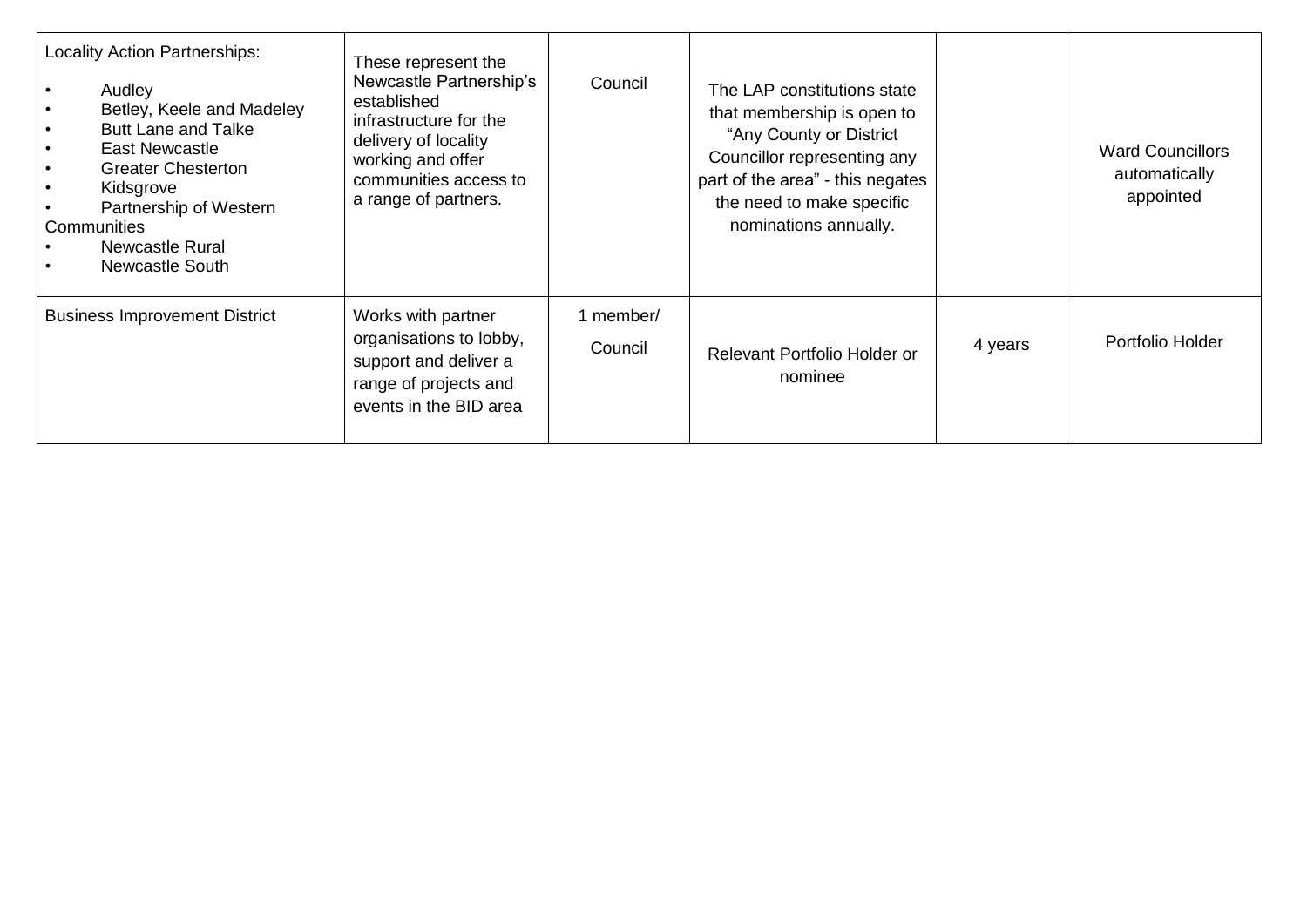| Locality Action Partnerships:<br>• Audley<br>• Betley, Keele and Madeley<br>• Butt Lane and Talke<br>• East Newcastle<br>• Greater Chesterton<br>• Kidsgrove<br>• Partnership of Western Communities<br>• Newcastle Rural<br>• Newcastle South | These represent the Newcastle Partnership's established infrastructure for the delivery of locality working and offer communities access to a range of partners. | Council | The LAP constitutions state that membership is open to "Any County or District Councillor representing any part of the area" - this negates the need to make specific nominations annually. | | Ward Councillors automatically appointed |
|---|---|---|---|---|---|
| Business Improvement District | Works with partner organisations to lobby, support and deliver a range of projects and events in the BID area | 1 member/<br>Council | Relevant Portfolio Holder or nominee | 4 years | Portfolio Holder |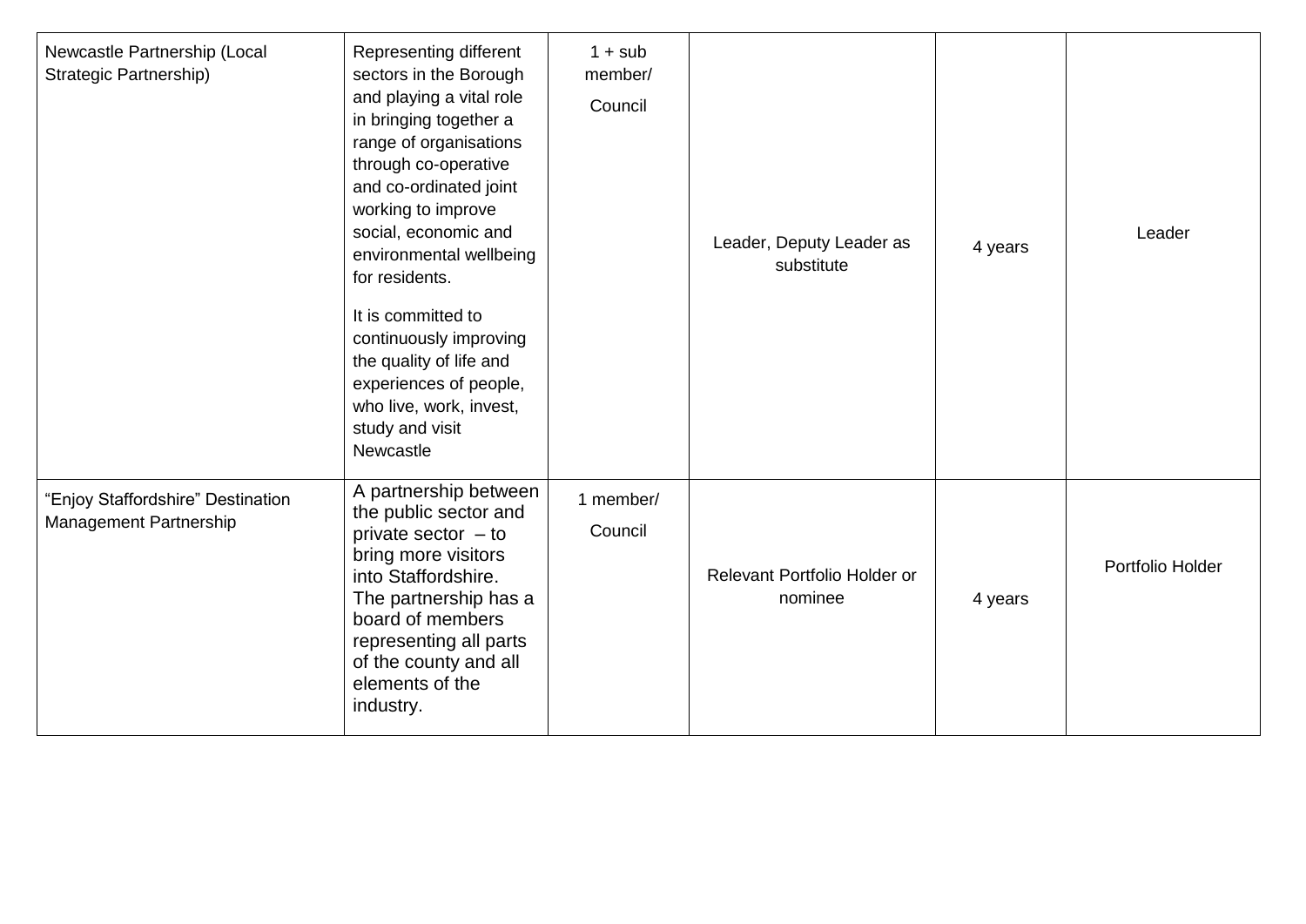| | | | | | |
|---|---|---|---|---|---|
| Newcastle Partnership (Local Strategic Partnership) | Representing different sectors in the Borough and playing a vital role in bringing together a range of organisations through co-operative and co-ordinated joint working to improve social, economic and environmental wellbeing for residents.<br><br>It is committed to continuously improving the quality of life and experiences of people, who live, work, invest, study and visit Newcastle | 1 + sub member/ Council | Leader, Deputy Leader as substitute | 4 years | Leader |
| "Enjoy Staffordshire" Destination Management Partnership | A partnership between the public sector and private sector – to bring more visitors into Staffordshire. The partnership has a board of members representing all parts of the county and all elements of the industry. | 1 member/ Council | Relevant Portfolio Holder or nominee | 4 years | Portfolio Holder |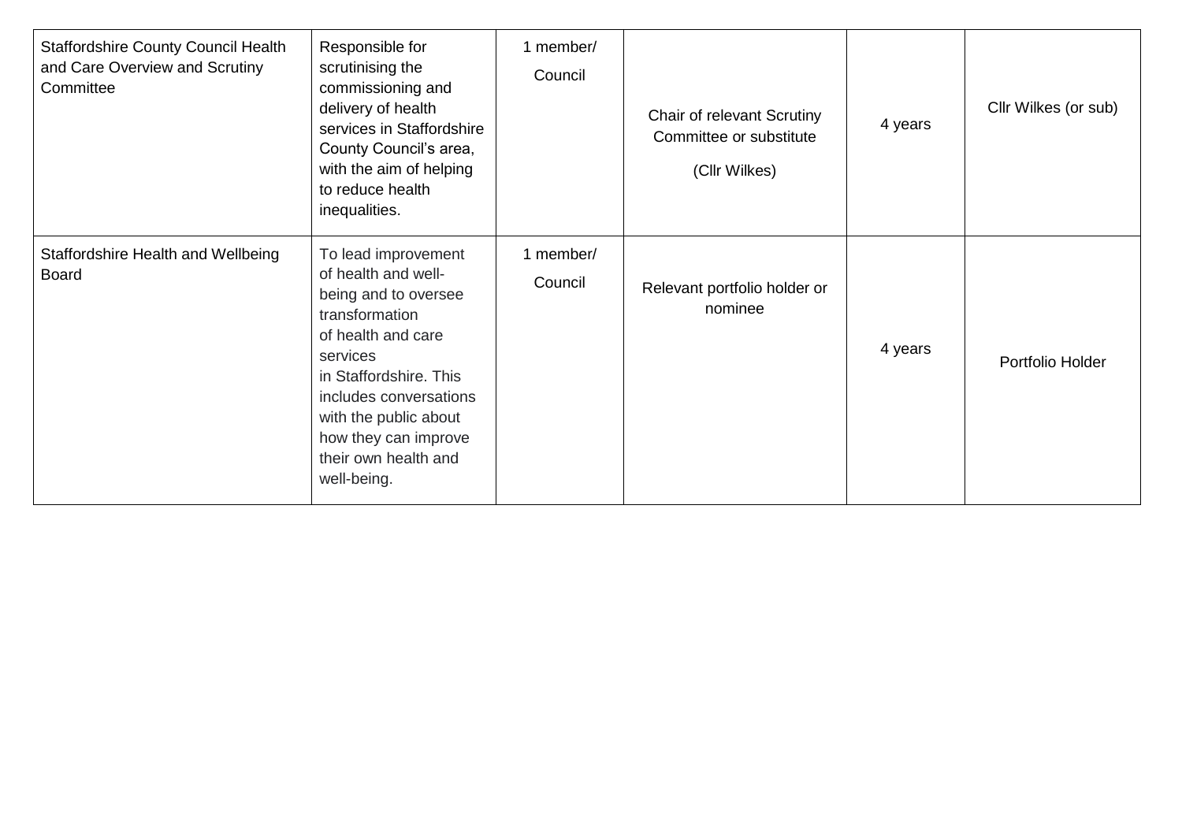| Staffordshire County Council Health and Care Overview and Scrutiny Committee | Responsible for scrutinising the commissioning and delivery of health services in Staffordshire County Council's area, with the aim of helping to reduce health inequalities. | 1 member/ Council | Chair of relevant Scrutiny Committee or substitute (Cllr Wilkes) | 4 years | Cllr Wilkes (or sub) |
|---|---|---|---|---|---|
| Staffordshire Health and Wellbeing Board | To lead improvement of health and well-being and to oversee transformation of health and care services in Staffordshire. This includes conversations with the public about how they can improve their own health and well-being. | 1 member/ Council | Relevant portfolio holder or nominee | 4 years | Portfolio Holder |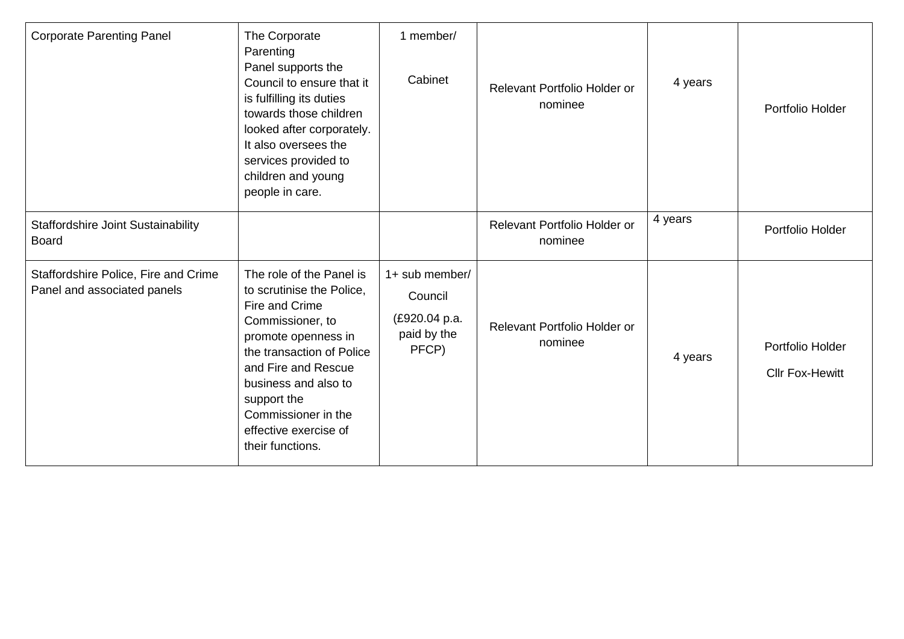| | | | | | |
|---|---|---|---|---|---|
| Corporate Parenting Panel | The Corporate Parenting Panel supports the Council to ensure that it is fulfilling its duties towards those children looked after corporately. It also oversees the services provided to children and young people in care. | 1 member/ Cabinet | Relevant Portfolio Holder or nominee | 4 years | Portfolio Holder |
| Staffordshire Joint Sustainability Board | | | Relevant Portfolio Holder or nominee | 4 years | Portfolio Holder |
| Staffordshire Police, Fire and Crime Panel and associated panels | The role of the Panel is to scrutinise the Police, Fire and Crime Commissioner, to promote openness in the transaction of Police and Fire and Rescue business and also to support the Commissioner in the effective exercise of their functions. | 1+ sub member/ Council (£920.04 p.a. paid by the PFCP) | Relevant Portfolio Holder or nominee | 4 years | Portfolio Holder<br>Cllr Fox-Hewitt |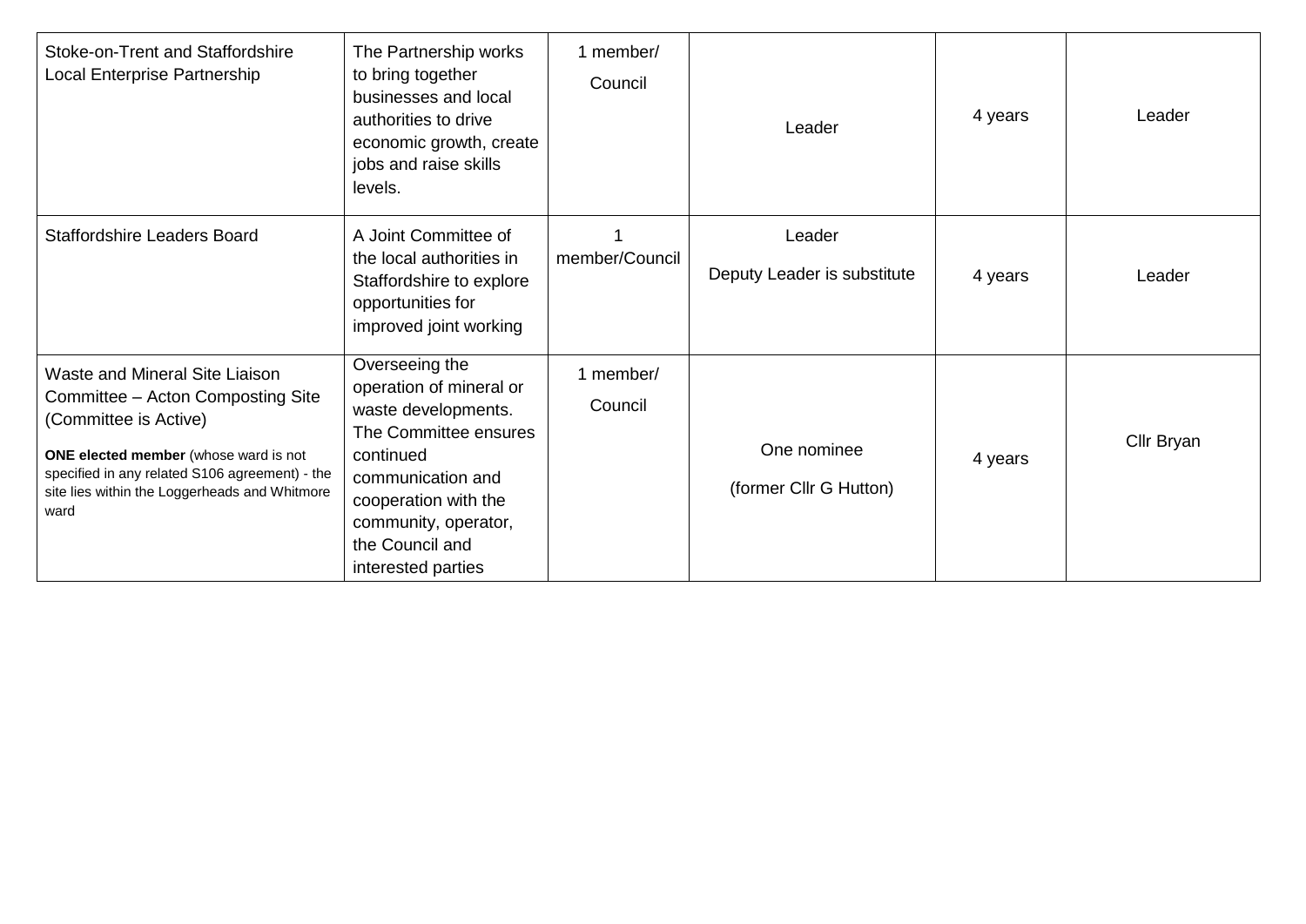| | | | | | |
|---|---|---|---|---|---|
| Stoke-on-Trent and Staffordshire Local Enterprise Partnership | The Partnership works to bring together businesses and local authorities to drive economic growth, create jobs and raise skills levels. | 1 member/ Council | Leader | 4 years | Leader |
| Staffordshire Leaders Board | A Joint Committee of the local authorities in Staffordshire to explore opportunities for improved joint working | 1 member/Council | Leader<br>Deputy Leader is substitute | 4 years | Leader |
| Waste and Mineral Site Liaison Committee – Acton Composting Site (Committee is Active)<br>**ONE elected member** (whose ward is not specified in any related S106 agreement) - the site lies within the Loggerheads and Whitmore ward | Overseeing the operation of mineral or waste developments. The Committee ensures continued communication and cooperation with the community, operator, the Council and interested parties | 1 member/ Council | One nominee<br>(former Cllr G Hutton) | 4 years | Cllr Bryan |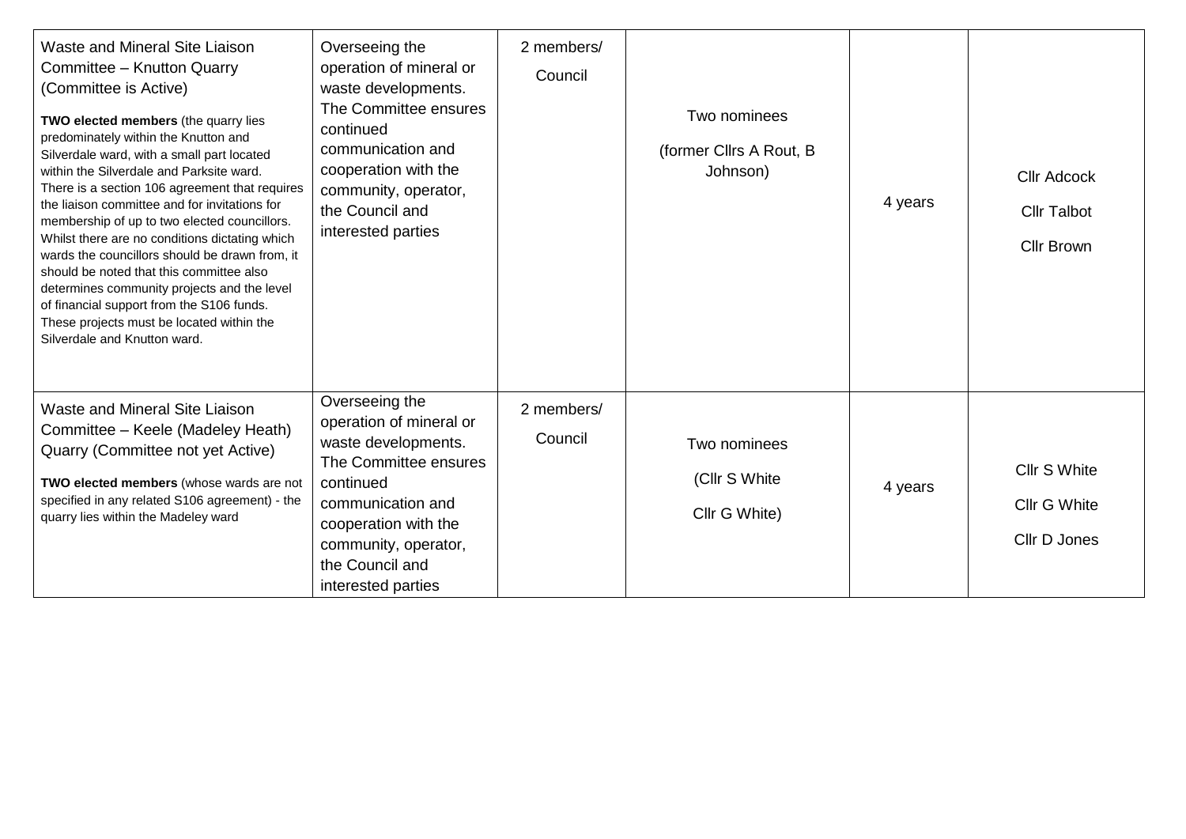| Waste and Mineral Site Liaison Committee – Knutton Quarry (Committee is Active)<br><br>**TWO elected members** (the quarry lies predominately within the Knutton and Silverdale ward, with a small part located within the Silverdale and Parksite ward. There is a section 106 agreement that requires the liaison committee and for invitations for membership of up to two elected councillors. Whilst there are no conditions dictating which wards the councillors should be drawn from, it should be noted that this committee also determines community projects and the level of financial support from the S106 funds. These projects must be located within the Silverdale and Knutton ward. | Overseeing the operation of mineral or waste developments. The Committee ensures continued communication and cooperation with the community, operator, the Council and interested parties | 2 members/ Council | Two nominees<br>(former Cllrs A Rout, B Johnson) | 4 years | Cllr Adcock<br>Cllr Talbot<br>Cllr Brown |
|---|---|---|---|---|---|
| Waste and Mineral Site Liaison Committee – Keele (Madeley Heath) Quarry (Committee not yet Active)<br><br>**TWO elected members** (whose wards are not specified in any related S106 agreement) - the quarry lies within the Madeley ward | Overseeing the operation of mineral or waste developments. The Committee ensures continued communication and cooperation with the community, operator, the Council and interested parties | 2 members/ Council | Two nominees<br>(Cllr S White<br>Cllr G White) | 4 years | Cllr S White<br>Cllr G White<br>Cllr D Jones |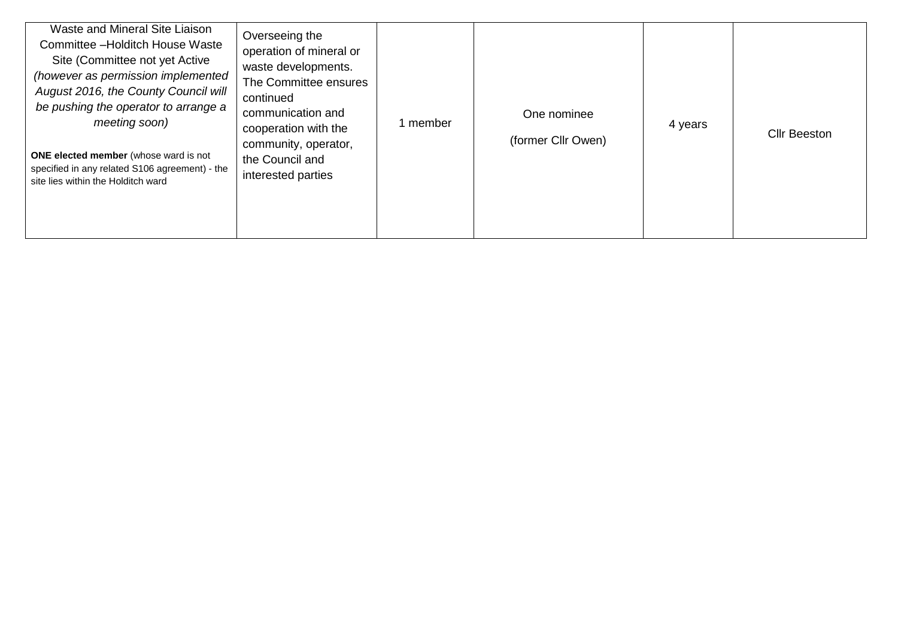| | | | | | |
|---|---|---|---|---|---|
| Waste and Mineral Site Liaison Committee –Holditch House Waste Site (Committee not yet Active *(however as permission implemented August 2016, the County Council will be pushing the operator to arrange a meeting soon)*<br><br>**ONE elected member** (whose ward is not specified in any related S106 agreement) - the site lies within the Holditch ward | Overseeing the operation of mineral or waste developments. The Committee ensures continued communication and cooperation with the community, operator, the Council and interested parties | 1 member | One nominee<br><br>(former Cllr Owen) | 4 years | Cllr Beeston |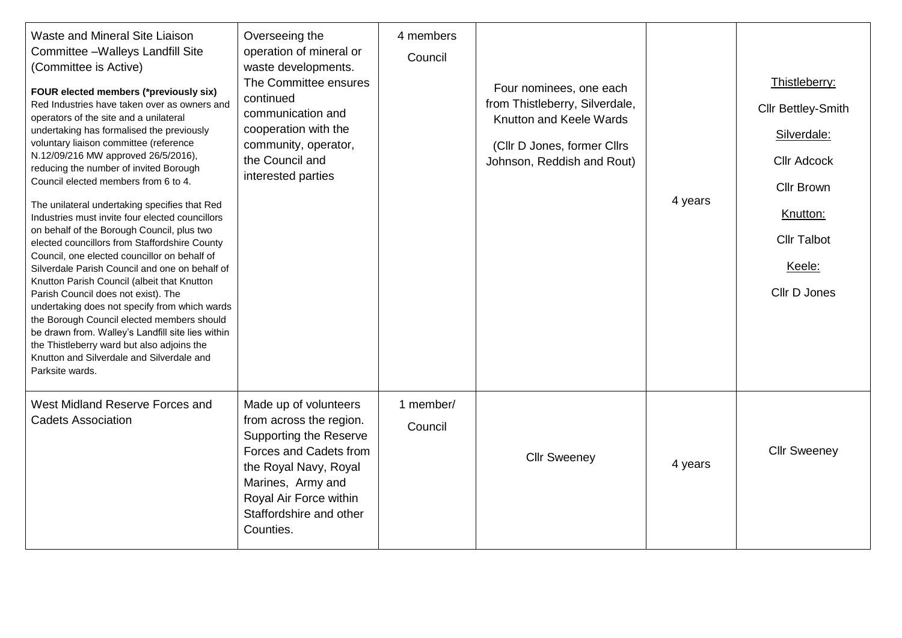| Waste and Mineral Site Liaison Committee –Walleys Landfill Site (Committee is Active)<br><br>**FOUR elected members (*previously six)**<br>Red Industries have taken over as owners and operators of the site and a unilateral undertaking has formalised the previously voluntary liaison committee (reference N.12/09/216 MW approved 26/5/2016), reducing the number of invited Borough Council elected members from 6 to 4.<br><br>The unilateral undertaking specifies that Red Industries must invite four elected councillors on behalf of the Borough Council, plus two elected councillors from Staffordshire County Council, one elected councillor on behalf of Silverdale Parish Council and one on behalf of Knutton Parish Council (albeit that Knutton Parish Council does not exist). The undertaking does not specify from which wards the Borough Council elected members should be drawn from. Walley's Landfill site lies within the Thistleberry ward but also adjoins the Knutton and Silverdale and Silverdale and Parksite wards. | Overseeing the operation of mineral or waste developments. The Committee ensures continued communication and cooperation with the community, operator, the Council and interested parties | 4 members<br>Council | Four nominees, one each from Thistleberry, Silverdale, Knutton and Keele Wards<br><br>(Cllr D Jones, former Cllrs Johnson, Reddish and Rout) | 4 years | Thistleberry:<br>Cllr Bettley-Smith<br>Silverdale:<br>Cllr Adcock<br>Cllr Brown<br>Knutton:<br>Cllr Talbot<br>Keele:<br>Cllr D Jones |
|---|---|---|---|---|---|
| West Midland Reserve Forces and Cadets Association | Made up of volunteers from across the region. Supporting the Reserve Forces and Cadets from the Royal Navy, Royal Marines, Army and Royal Air Force within Staffordshire and other Counties. | 1 member/<br>Council | Cllr Sweeney | 4 years | Cllr Sweeney |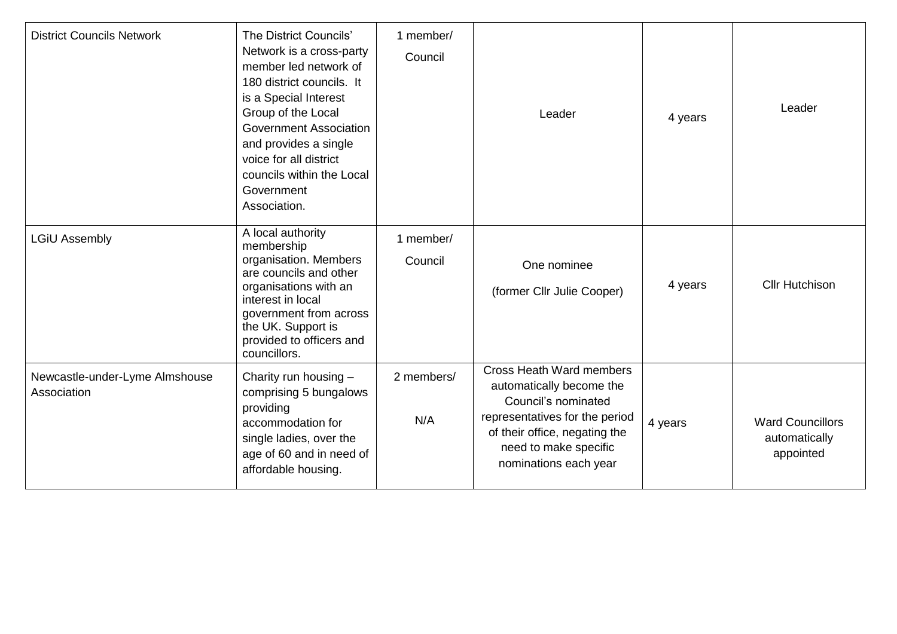| | | | | | |
|---|---|---|---|---|---|
| District Councils Network | The District Councils' Network is a cross-party member led network of 180 district councils. It is a Special Interest Group of the Local Government Association and provides a single voice for all district councils within the Local Government Association. | 1 member/ Council | Leader | 4 years | Leader |
| LGiU Assembly | A local authority membership organisation. Members are councils and other organisations with an interest in local government from across the UK. Support is provided to officers and councillors. | 1 member/ Council | One nominee (former Cllr Julie Cooper) | 4 years | Cllr Hutchison |
| Newcastle-under-Lyme Almshouse Association | Charity run housing – comprising 5 bungalows providing accommodation for single ladies, over the age of 60 and in need of affordable housing. | 2 members/ N/A | Cross Heath Ward members automatically become the Council's nominated representatives for the period of their office, negating the need to make specific nominations each year | 4 years | Ward Councillors automatically appointed |